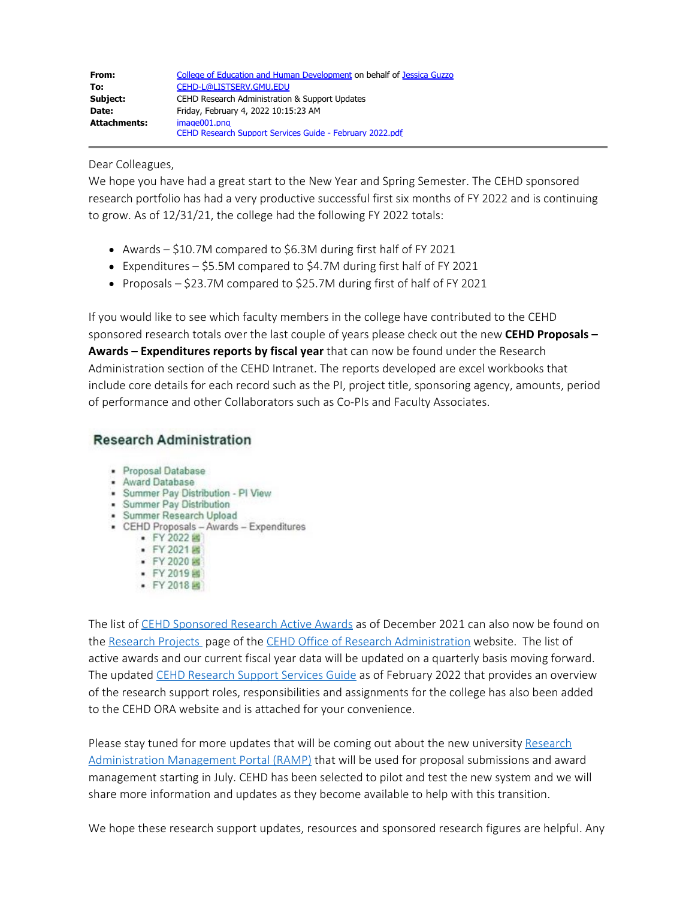| | |
|---|---|
| **From:** | College of Education and Human Development on behalf of Jessica Guzzo |
| **To:** | CEHD-L@LISTSERV.GMU.EDU |
| **Subject:** | CEHD Research Administration & Support Updates |
| **Date:** | Friday, February 4, 2022 10:15:23 AM |
| **Attachments:** | image001.png<br>CEHD Research Support Services Guide - February 2022.pdf |

Dear Colleagues,

We hope you have had a great start to the New Year and Spring Semester. The CEHD sponsored research portfolio has had a very productive successful first six months of FY 2022 and is continuing to grow. As of 12/31/21, the college had the following FY 2022 totals:

- Awards – $10.7M compared to $6.3M during first half of FY 2021
- Expenditures – $5.5M compared to $4.7M during first half of FY 2021
- Proposals – $23.7M compared to $25.7M during first of half of FY 2021

If you would like to see which faculty members in the college have contributed to the CEHD sponsored research totals over the last couple of years please check out the new **CEHD Proposals – Awards – Expenditures reports by fiscal year** that can now be found under the Research Administration section of the CEHD Intranet. The reports developed are excel workbooks that include core details for each record such as the PI, project title, sponsoring agency, amounts, period of performance and other Collaborators such as Co-PIs and Faculty Associates.

**Research Administration**

- Proposal Database
- Award Database
- Summer Pay Distribution - PI View
- Summer Pay Distribution
- Summer Research Upload
- CEHD Proposals – Awards – Expenditures
  - FY 2022
  - FY 2021
  - FY 2020
  - FY 2019
  - FY 2018

The list of CEHD Sponsored Research Active Awards as of December 2021 can also now be found on the Research Projects page of the CEHD Office of Research Administration website. The list of active awards and our current fiscal year data will be updated on a quarterly basis moving forward. The updated CEHD Research Support Services Guide as of February 2022 that provides an overview of the research support roles, responsibilities and assignments for the college has also been added to the CEHD ORA website and is attached for your convenience.

Please stay tuned for more updates that will be coming out about the new university Research Administration Management Portal (RAMP) that will be used for proposal submissions and award management starting in July. CEHD has been selected to pilot and test the new system and we will share more information and updates as they become available to help with this transition.

We hope these research support updates, resources and sponsored research figures are helpful. Any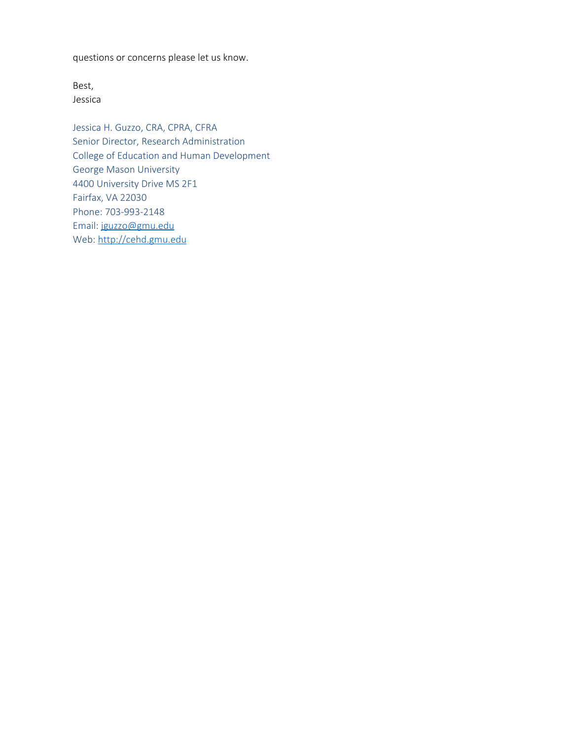questions or concerns please let us know.

Best,  
Jessica

Jessica H. Guzzo, CRA, CPRA, CFRA  
Senior Director, Research Administration  
College of Education and Human Development  
George Mason University  
4400 University Drive MS 2F1  
Fairfax, VA 22030  
Phone: 703-993-2148  
Email: jguzzo@gmu.edu  
Web: http://cehd.gmu.edu